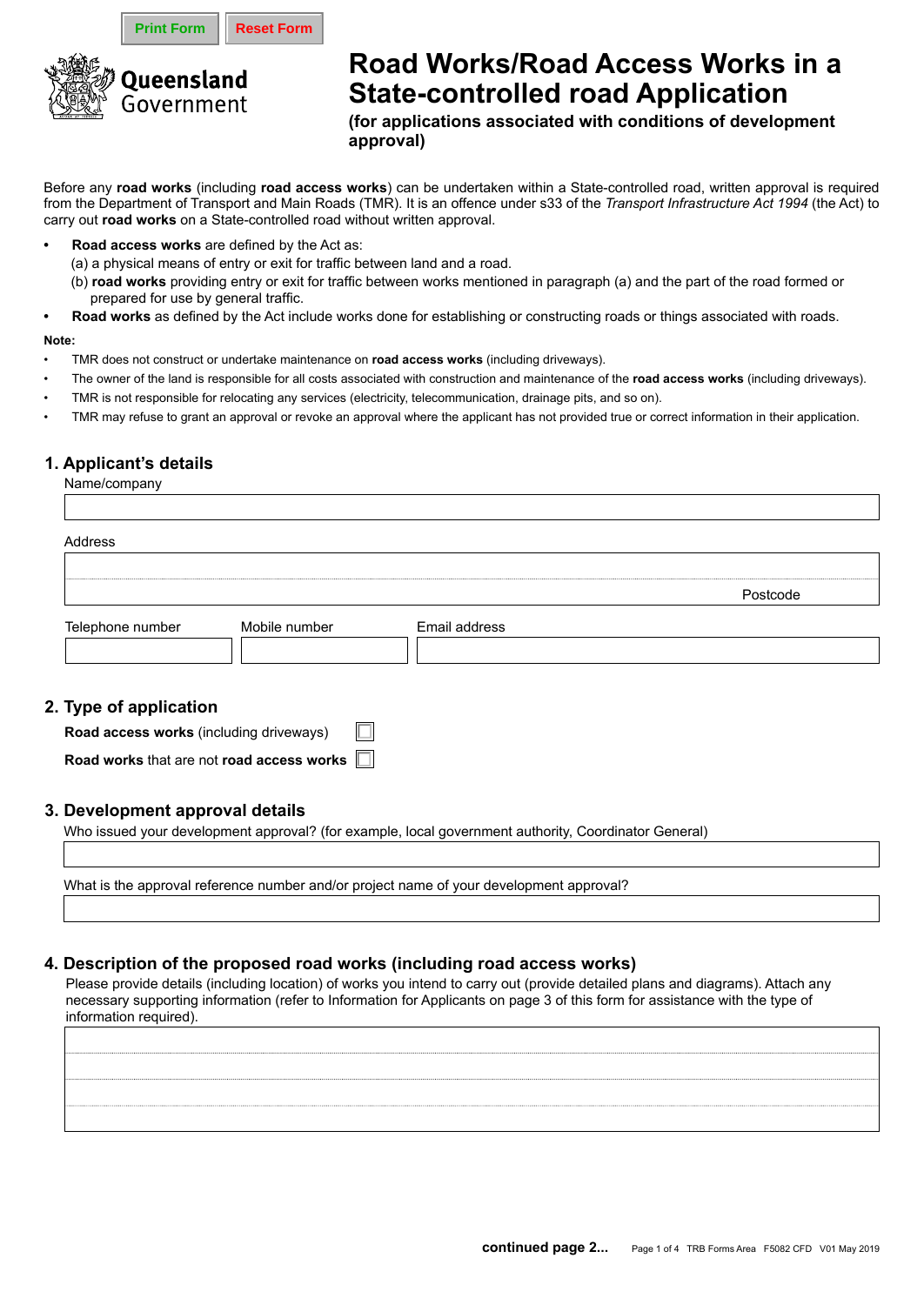# Road Works/Road Access Works in a State-controlled road Application

**(for applications associated with conditions of development approval)**

Before any **road works** (including **road access works**) can be undertaken within a State-controlled road, written approval is required from the Department of Transport and Main Roads (TMR). It is an offence under s33 of the *Transport Infrastructure Act 1994* (the Act) to carry out **road works** on a State-controlled road without written approval.

- **Road access works** are defined by the Act as:
  (a) a physical means of entry or exit for traffic between land and a road.
  (b) **road works** providing entry or exit for traffic between works mentioned in paragraph (a) and the part of the road formed or prepared for use by general traffic.
- **Road works** as defined by the Act include works done for establishing or constructing roads or things associated with roads.

**Note:**

- TMR does not construct or undertake maintenance on **road access works** (including driveways).
- The owner of the land is responsible for all costs associated with construction and maintenance of the **road access works** (including driveways).
- TMR is not responsible for relocating any services (electricity, telecommunication, drainage pits, and so on).
- TMR may refuse to grant an approval or revoke an approval where the applicant has not provided true or correct information in their application.

## 1. Applicant's details

Name/company

Address

Postcode

Telephone number | Mobile number | Email address

## 2. Type of application

**Road access works** (including driveways) ☐

**Road works** that are not **road access works** ☐

## 3. Development approval details

Who issued your development approval? (for example, local government authority, Coordinator General)

What is the approval reference number and/or project name of your development approval?

## 4. Description of the proposed road works (including road access works)

Please provide details (including location) of works you intend to carry out (provide detailed plans and diagrams). Attach any necessary supporting information (refer to Information for Applicants on page 3 of this form for assistance with the type of information required).

**continued page 2...**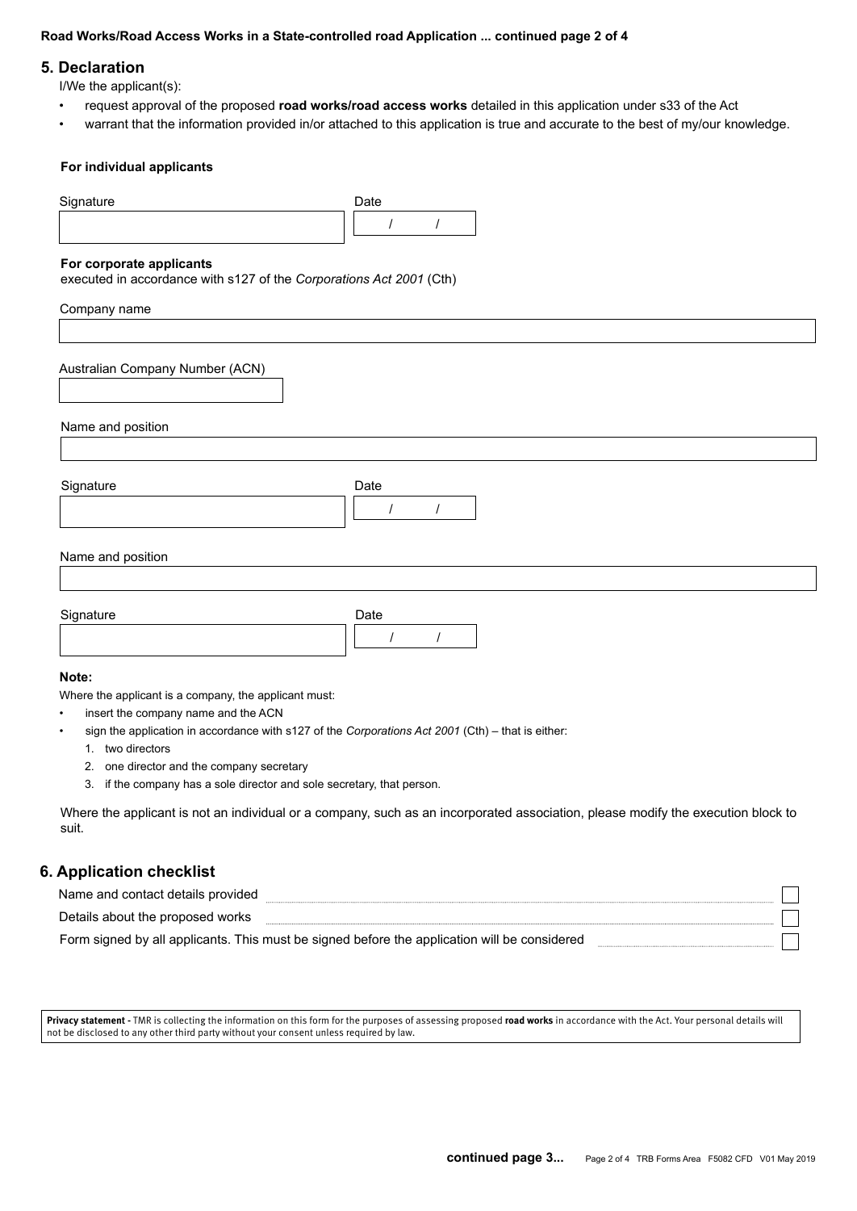## 5. Declaration

I/We the applicant(s):

- request approval of the proposed **road works/road access works** detailed in this application under s33 of the Act
- warrant that the information provided in/or attached to this application is true and accurate to the best of my/our knowledge.

**For individual applicants**

Signature

Date
/ /

**For corporate applicants**
executed in accordance with s127 of the *Corporations Act 2001* (Cth)

Company name

Australian Company Number (ACN)

Name and position

Signature

Date
/ /

Name and position

Signature

Date
/ /

**Note:**

Where the applicant is a company, the applicant must:

- insert the company name and the ACN
- sign the application in accordance with s127 of the *Corporations Act 2001* (Cth) – that is either:
  1. two directors
  2. one director and the company secretary
  3. if the company has a sole director and sole secretary, that person.

Where the applicant is not an individual or a company, such as an incorporated association, please modify the execution block to suit.

## 6. Application checklist

Name and contact details provided ☐

Details about the proposed works ☐

Form signed by all applicants. This must be signed before the application will be considered ☐

**Privacy statement -** TMR is collecting the information on this form for the purposes of assessing proposed **road works** in accordance with the Act. Your personal details will not be disclosed to any other third party without your consent unless required by law.

**continued page 3...**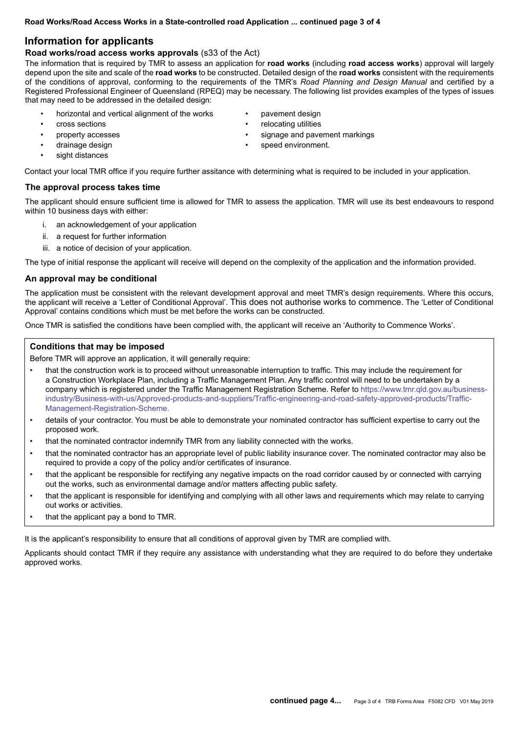## Information for applicants

### Road works/road access works approvals (s33 of the Act)

The information that is required by TMR to assess an application for **road works** (including **road access works**) approval will largely depend upon the site and scale of the **road works** to be constructed. Detailed design of the **road works** consistent with the requirements of the conditions of approval, conforming to the requirements of the TMR's *Road Planning and Design Manual* and certified by a Registered Professional Engineer of Queensland (RPEQ) may be necessary. The following list provides examples of the types of issues that may need to be addressed in the detailed design:

- horizontal and vertical alignment of the works
- cross sections
- property accesses
- drainage design
- sight distances
- pavement design
- relocating utilities
- signage and pavement markings
- speed environment.

Contact your local TMR office if you require further assitance with determining what is required to be included in your application.

### The approval process takes time

The applicant should ensure sufficient time is allowed for TMR to assess the application. TMR will use its best endeavours to respond within 10 business days with either:

1. an acknowledgement of your application
2. a request for further information
3. a notice of decision of your application.

The type of initial response the applicant will receive will depend on the complexity of the application and the information provided.

### An approval may be conditional

The application must be consistent with the relevant development approval and meet TMR's design requirements. Where this occurs, the applicant will receive a 'Letter of Conditional Approval'. This does not authorise works to commence. The 'Letter of Conditional Approval' contains conditions which must be met before the works can be constructed.

Once TMR is satisfied the conditions have been complied with, the applicant will receive an 'Authority to Commence Works'.

### Conditions that may be imposed

Before TMR will approve an application, it will generally require:

- that the construction work is to proceed without unreasonable interruption to traffic. This may include the requirement for a Construction Workplace Plan, including a Traffic Management Plan. Any traffic control will need to be undertaken by a company which is registered under the Traffic Management Registration Scheme. Refer to https://www.tmr.qld.gov.au/business-industry/Business-with-us/Approved-products-and-suppliers/Traffic-engineering-and-road-safety-approved-products/Traffic-Management-Registration-Scheme.
- details of your contractor. You must be able to demonstrate your nominated contractor has sufficient expertise to carry out the proposed work.
- that the nominated contractor indemnify TMR from any liability connected with the works.
- that the nominated contractor has an appropriate level of public liability insurance cover. The nominated contractor may also be required to provide a copy of the policy and/or certificates of insurance.
- that the applicant be responsible for rectifying any negative impacts on the road corridor caused by or connected with carrying out the works, such as environmental damage and/or matters affecting public safety.
- that the applicant is responsible for identifying and complying with all other laws and requirements which may relate to carrying out works or activities.
- that the applicant pay a bond to TMR.

It is the applicant's responsibility to ensure that all conditions of approval given by TMR are complied with.

Applicants should contact TMR if they require any assistance with understanding what they are required to do before they undertake approved works.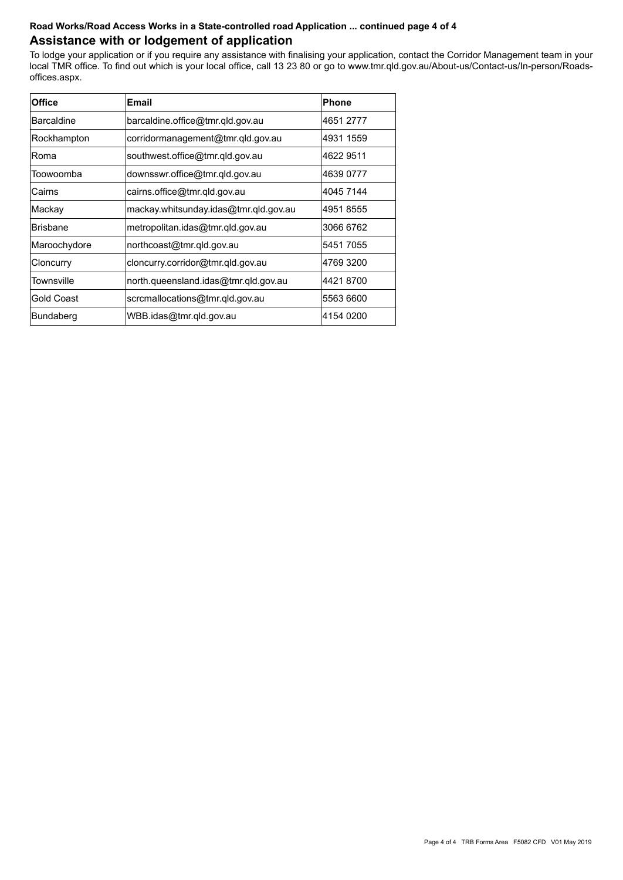## Assistance with or lodgement of application

To lodge your application or if you require any assistance with finalising your application, contact the Corridor Management team in your local TMR office. To find out which is your local office, call 13 23 80 or go to www.tmr.qld.gov.au/About-us/Contact-us/In-person/Roads-offices.aspx.

| Office | Email | Phone |
|---|---|---|
| Barcaldine | barcaldine.office@tmr.qld.gov.au | 4651 2777 |
| Rockhampton | corridormanagement@tmr.qld.gov.au | 4931 1559 |
| Roma | southwest.office@tmr.qld.gov.au | 4622 9511 |
| Toowoomba | downsswr.office@tmr.qld.gov.au | 4639 0777 |
| Cairns | cairns.office@tmr.qld.gov.au | 4045 7144 |
| Mackay | mackay.whitsunday.idas@tmr.qld.gov.au | 4951 8555 |
| Brisbane | metropolitan.idas@tmr.qld.gov.au | 3066 6762 |
| Maroochydore | northcoast@tmr.qld.gov.au | 5451 7055 |
| Cloncurry | cloncurry.corridor@tmr.qld.gov.au | 4769 3200 |
| Townsville | north.queensland.idas@tmr.qld.gov.au | 4421 8700 |
| Gold Coast | scrcmallocations@tmr.qld.gov.au | 5563 6600 |
| Bundaberg | WBB.idas@tmr.qld.gov.au | 4154 0200 |